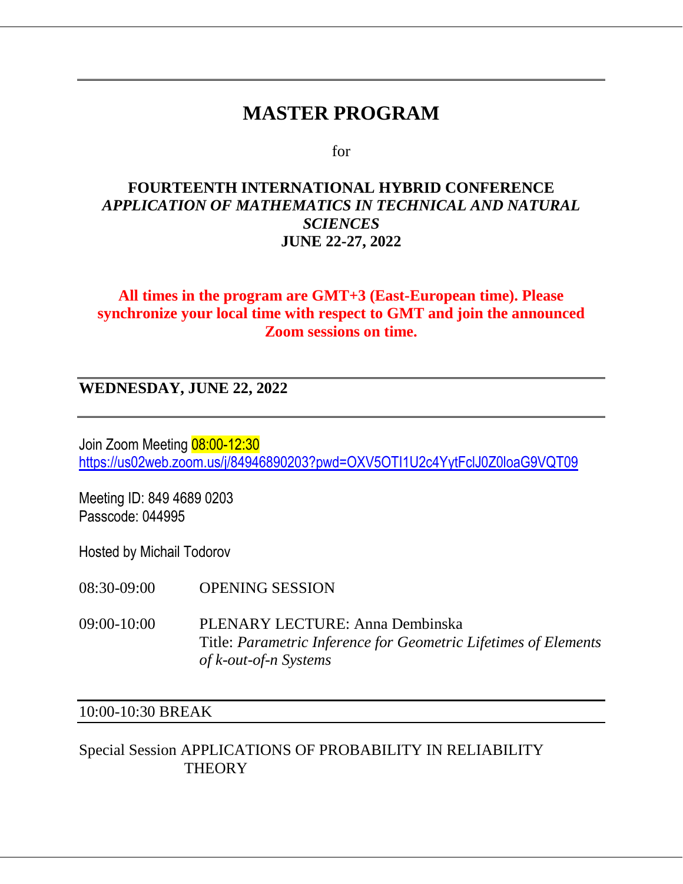# MASTER PROGRAM

for

**FOURTEENTH INTERNATIONAL HYBRID CONFERENCE**
***APPLICATION OF MATHEMATICS IN TECHNICAL AND NATURAL SCIENCES***
**JUNE 22-27, 2022**

**All times in the program are GMT+3 (East-European time). Please synchronize your local time with respect to GMT and join the announced Zoom sessions on time.**

## WEDNESDAY, JUNE 22, 2022

Join Zoom Meeting 08:00-12:30
https://us02web.zoom.us/j/84946890203?pwd=OXV5OTI1U2c4YytFclJ0Z0loaG9VQT09

Meeting ID: 849 4689 0203
Passcode: 044995

Hosted by Michail Todorov

08:30-09:00 OPENING SESSION

09:00-10:00 PLENARY LECTURE: Anna Dembinska
Title: *Parametric Inference for Geometric Lifetimes of Elements of k-out-of-n Systems*

10:00-10:30 BREAK

Special Session APPLICATIONS OF PROBABILITY IN RELIABILITY THEORY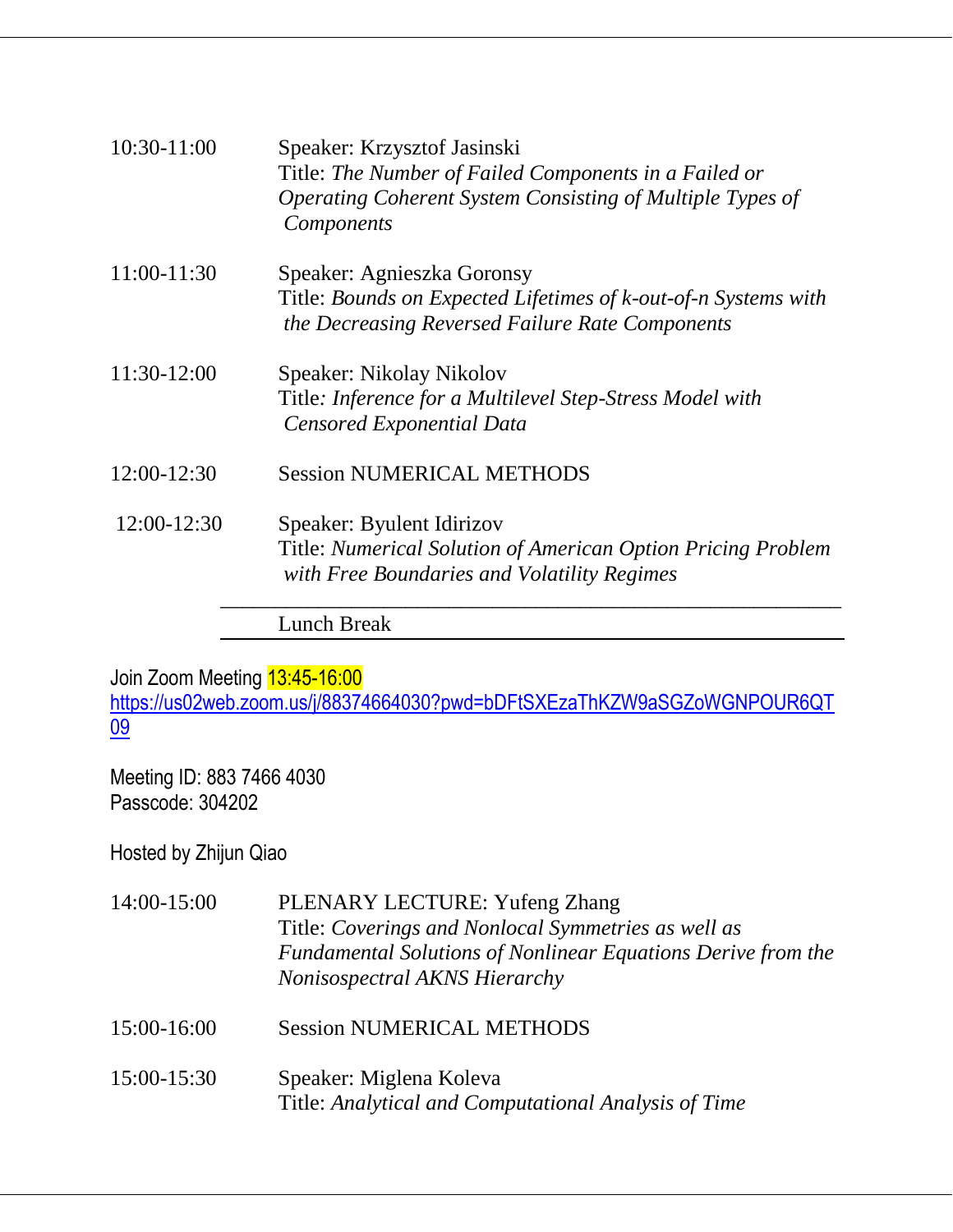10:30-11:00 Speaker: Krzysztof Jasinski
Title: *The Number of Failed Components in a Failed or Operating Coherent System Consisting of Multiple Types of Components*

11:00-11:30 Speaker: Agnieszka Goronsy
Title: *Bounds on Expected Lifetimes of k-out-of-n Systems with the Decreasing Reversed Failure Rate Components*

11:30-12:00 Speaker: Nikolay Nikolov
Title*: Inference for a Multilevel Step-Stress Model with Censored Exponential Data*

12:00-12:30 Session NUMERICAL METHODS

12:00-12:30 Speaker: Byulent Idirizov
Title: *Numerical Solution of American Option Pricing Problem with Free Boundaries and Volatility Regimes*

---

Lunch Break

---

Join Zoom Meeting 13:45-16:00
[https://us02web.zoom.us/j/88374664030?pwd=bDFtSXEzaThKZW9aSGZoWGNPOUR6QT09](https://us02web.zoom.us/j/88374664030?pwd=bDFtSXEzaThKZW9aSGZoWGNPOUR6QT09)

Meeting ID: 883 7466 4030
Passcode: 304202

Hosted by Zhijun Qiao

14:00-15:00 PLENARY LECTURE: Yufeng Zhang
Title: *Coverings and Nonlocal Symmetries as well as Fundamental Solutions of Nonlinear Equations Derive from the Nonisospectral AKNS Hierarchy*

15:00-16:00 Session NUMERICAL METHODS

15:00-15:30 Speaker: Miglena Koleva
Title: *Analytical and Computational Analysis of Time*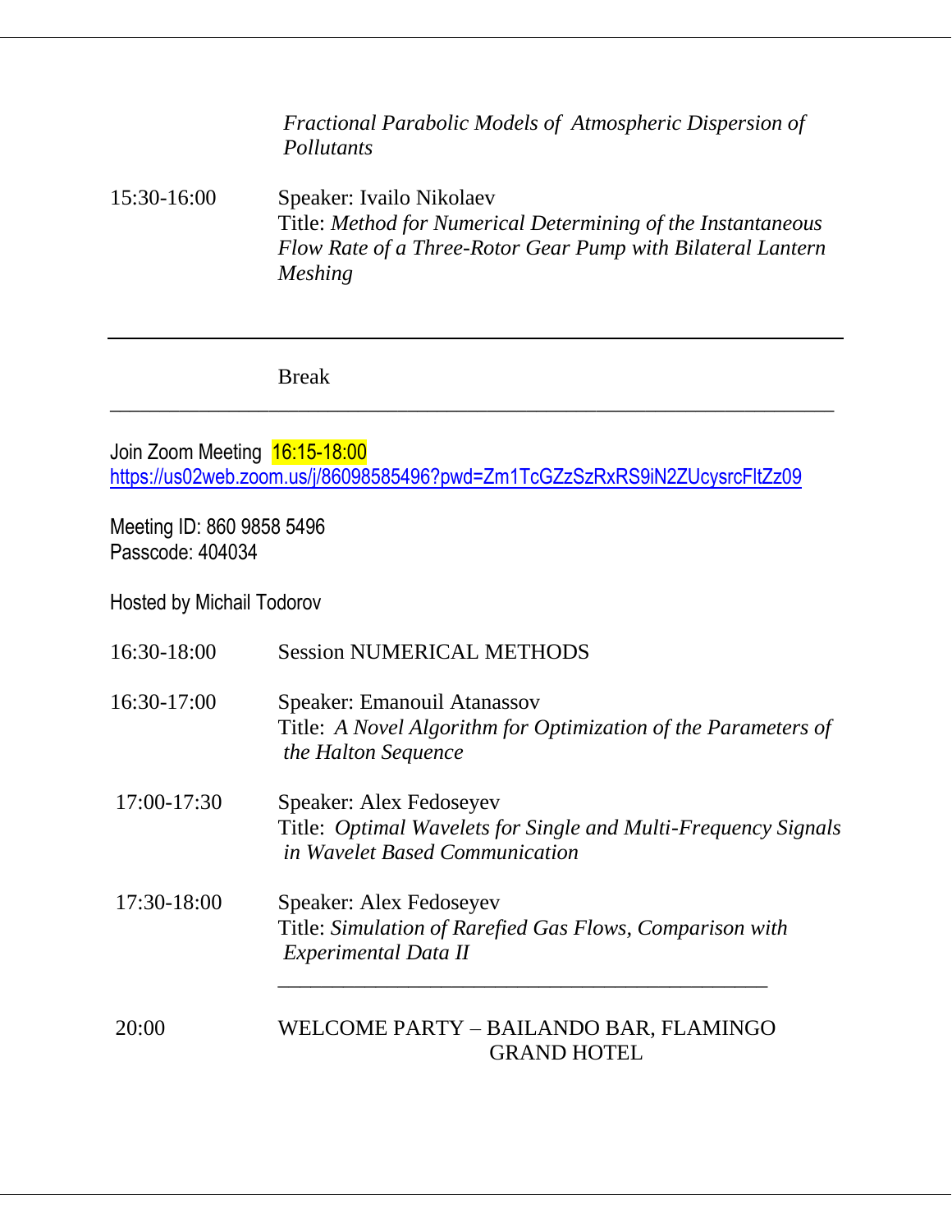*Fractional Parabolic Models of Atmospheric Dispersion of Pollutants*

15:30-16:00 Speaker: Ivailo Nikolaev
Title: *Method for Numerical Determining of the Instantaneous Flow Rate of a Three-Rotor Gear Pump with Bilateral Lantern Meshing*

---

Break

---

Join Zoom Meeting 16:15-18:00
https://us02web.zoom.us/j/86098585496?pwd=Zm1TcGZzSzRxRS9iN2ZUcysrcFltZz09

Meeting ID: 860 9858 5496
Passcode: 404034

Hosted by Michail Todorov

16:30-18:00 Session NUMERICAL METHODS

16:30-17:00 Speaker: Emanouil Atanassov
Title: *A Novel Algorithm for Optimization of the Parameters of the Halton Sequence*

17:00-17:30 Speaker: Alex Fedoseyev
Title: *Optimal Wavelets for Single and Multi-Frequency Signals in Wavelet Based Communication*

17:30-18:00 Speaker: Alex Fedoseyev
Title: *Simulation of Rarefied Gas Flows, Comparison with Experimental Data II*

---

20:00 WELCOME PARTY – BAILANDO BAR, FLAMINGO GRAND HOTEL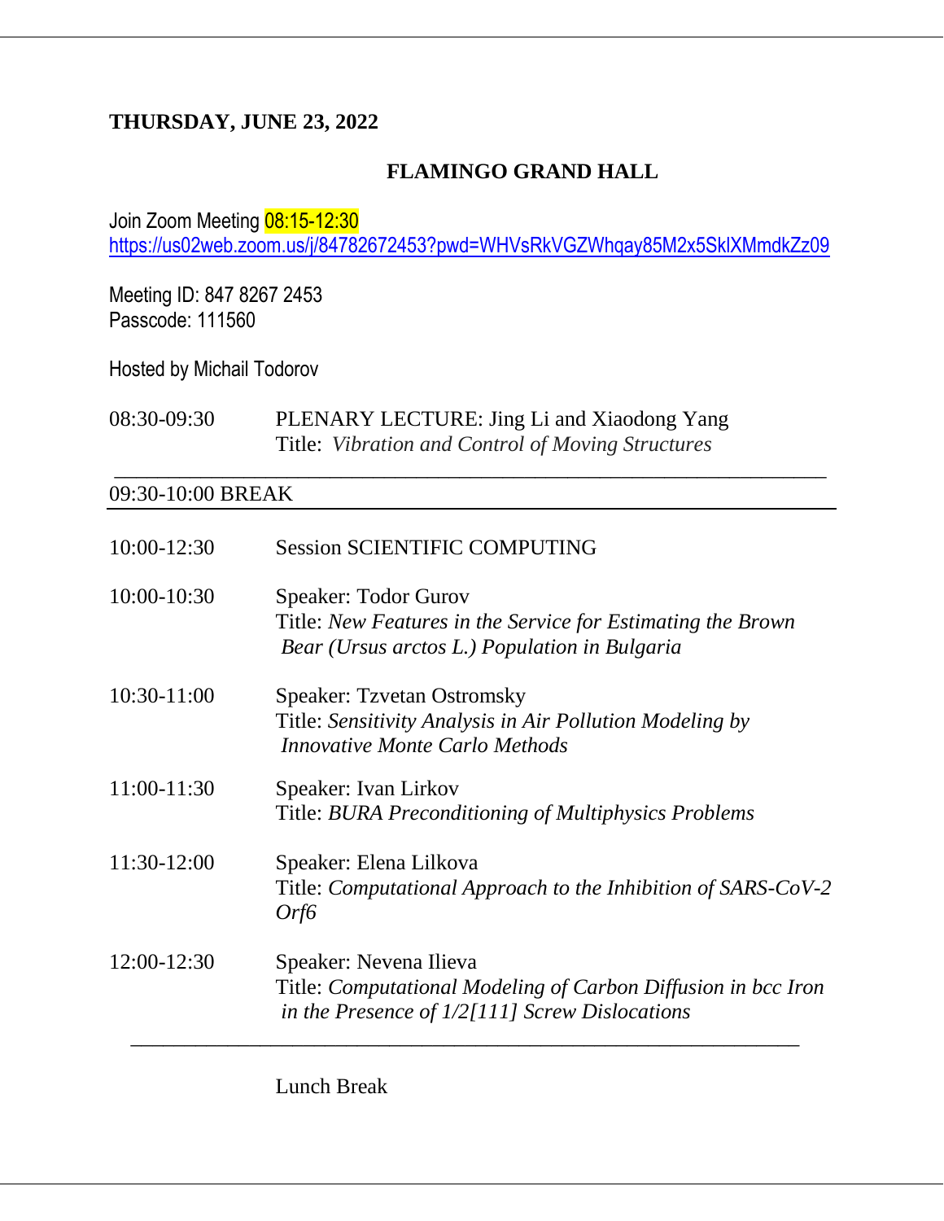**THURSDAY, JUNE 23, 2022**

**FLAMINGO GRAND HALL**

Join Zoom Meeting 08:15-12:30
https://us02web.zoom.us/j/84782672453?pwd=WHVsRkVGZWhqay85M2x5SklXMmdkZz09

Meeting ID: 847 8267 2453
Passcode: 111560

Hosted by Michail Todorov

08:30-09:30 PLENARY LECTURE: Jing Li and Xiaodong Yang
Title: *Vibration and Control of Moving Structures*

---

09:30-10:00 BREAK

---

10:00-12:30 Session SCIENTIFIC COMPUTING

10:00-10:30 Speaker: Todor Gurov
Title: *New Features in the Service for Estimating the Brown Bear (Ursus arctos L.) Population in Bulgaria*

10:30-11:00 Speaker: Tzvetan Ostromsky
Title: *Sensitivity Analysis in Air Pollution Modeling by Innovative Monte Carlo Methods*

11:00-11:30 Speaker: Ivan Lirkov
Title: *BURA Preconditioning of Multiphysics Problems*

11:30-12:00 Speaker: Elena Lilkova
Title: *Computational Approach to the Inhibition of SARS-CoV-2 Orf6*

12:00-12:30 Speaker: Nevena Ilieva
Title: *Computational Modeling of Carbon Diffusion in bcc Iron in the Presence of 1/2[111] Screw Dislocations*

---

Lunch Break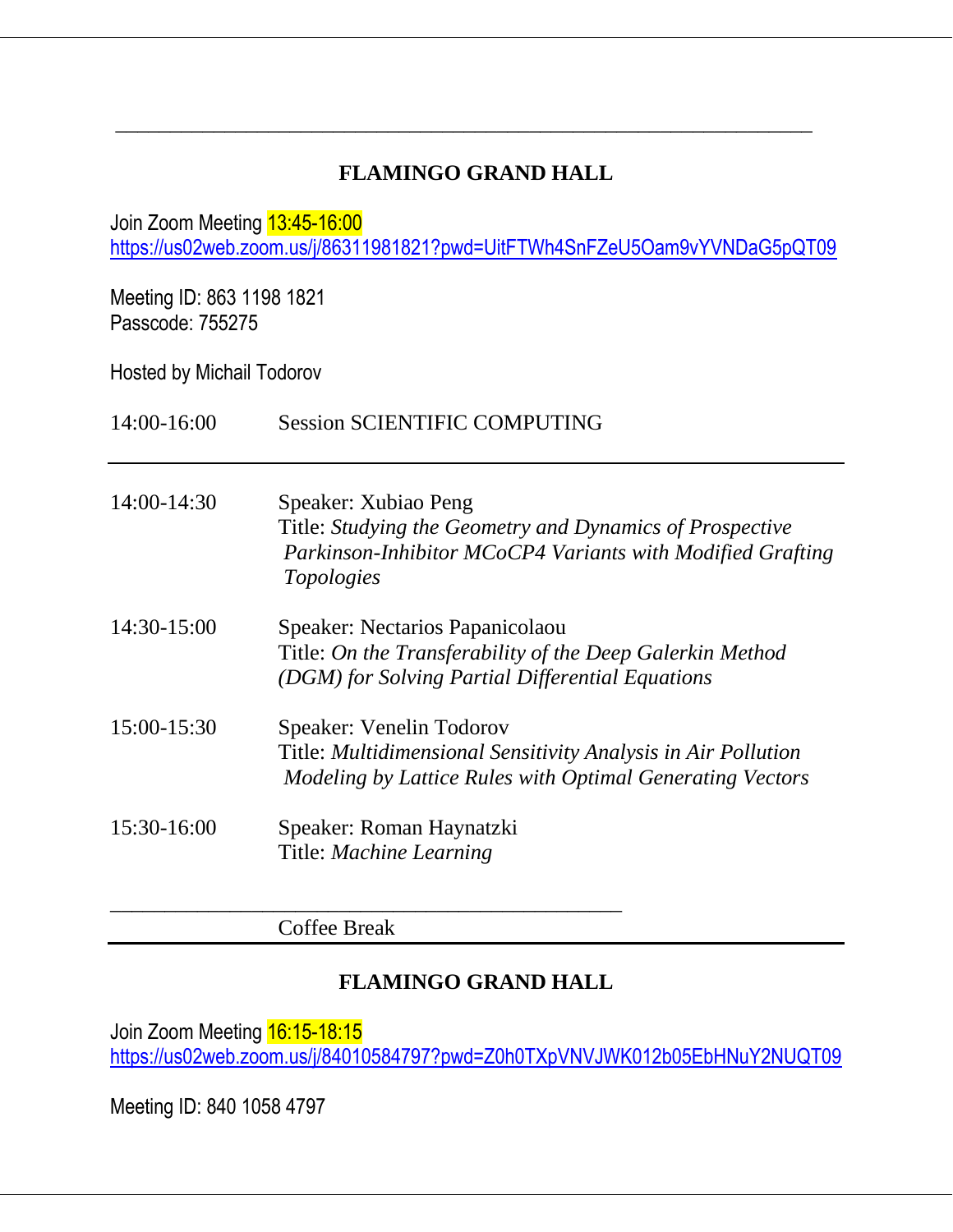## FLAMINGO GRAND HALL

Join Zoom Meeting 13:45-16:00
https://us02web.zoom.us/j/86311981821?pwd=UitFTWh4SnFZeU5Oam9vYVNDaG5pQT09

Meeting ID: 863 1198 1821
Passcode: 755275

Hosted by Michail Todorov

14:00-16:00 Session SCIENTIFIC COMPUTING

| | |
|---|---|
| 14:00-14:30 | Speaker: Xubiao Peng<br>Title: *Studying the Geometry and Dynamics of Prospective Parkinson-Inhibitor MCoCP4 Variants with Modified Grafting Topologies* |
| 14:30-15:00 | Speaker: Nectarios Papanicolaou<br>Title: *On the Transferability of the Deep Galerkin Method (DGM) for Solving Partial Differential Equations* |
| 15:00-15:30 | Speaker: Venelin Todorov<br>Title: *Multidimensional Sensitivity Analysis in Air Pollution Modeling by Lattice Rules with Optimal Generating Vectors* |
| 15:30-16:00 | Speaker: Roman Haynatzki<br>Title: *Machine Learning* |

Coffee Break

## FLAMINGO GRAND HALL

Join Zoom Meeting 16:15-18:15
https://us02web.zoom.us/j/84010584797?pwd=Z0h0TXpVNVJWK012b05EbHNuY2NUQT09

Meeting ID: 840 1058 4797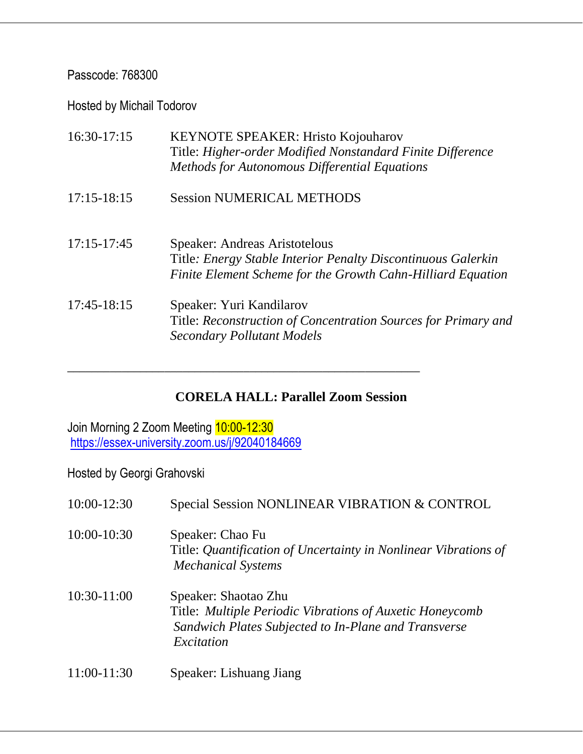Passcode: 768300

Hosted by Michail Todorov

| | |
|---|---|
| 16:30-17:15 | KEYNOTE SPEAKER: Hristo Kojouharov<br>Title: *Higher-order Modified Nonstandard Finite Difference Methods for Autonomous Differential Equations* |
| 17:15-18:15 | Session NUMERICAL METHODS |
| 17:15-17:45 | Speaker: Andreas Aristotelous<br>Title*: Energy Stable Interior Penalty Discontinuous Galerkin Finite Element Scheme for the Growth Cahn-Hilliard Equation* |
| 17:45-18:15 | Speaker: Yuri Kandilarov<br>Title: *Reconstruction of Concentration Sources for Primary and Secondary Pollutant Models* |

---

## CORELA HALL: Parallel Zoom Session

Join Morning 2 Zoom Meeting 10:00-12:30
https://essex-university.zoom.us/j/92040184669

Hosted by Georgi Grahovski

| | |
|---|---|
| 10:00-12:30 | Special Session NONLINEAR VIBRATION & CONTROL |
| 10:00-10:30 | Speaker: Chao Fu<br>Title: *Quantification of Uncertainty in Nonlinear Vibrations of Mechanical Systems* |
| 10:30-11:00 | Speaker: Shaotao Zhu<br>Title: *Multiple Periodic Vibrations of Auxetic Honeycomb Sandwich Plates Subjected to In-Plane and Transverse Excitation* |
| 11:00-11:30 | Speaker: Lishuang Jiang |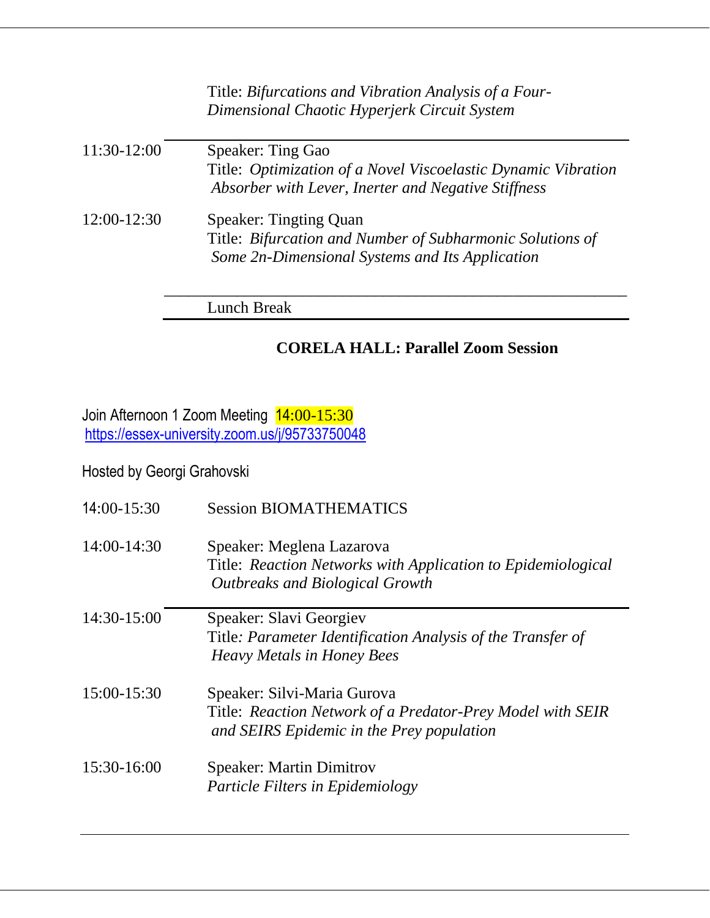Title: *Bifurcations and Vibration Analysis of a Four-Dimensional Chaotic Hyperjerk Circuit System*

---

11:30-12:00 Speaker: Ting Gao
Title: *Optimization of a Novel Viscoelastic Dynamic Vibration Absorber with Lever, Inerter and Negative Stiffness*

12:00-12:30 Speaker: Tingting Quan
Title: *Bifurcation and Number of Subharmonic Solutions of Some 2n-Dimensional Systems and Its Application*

---

Lunch Break

---

**CORELA HALL: Parallel Zoom Session**

Join Afternoon 1 Zoom Meeting 14:00-15:30
https://essex-university.zoom.us/j/95733750048

Hosted by Georgi Grahovski

14:00-15:30 Session BIOMATHEMATICS

14:00-14:30 Speaker: Meglena Lazarova
Title: *Reaction Networks with Application to Epidemiological Outbreaks and Biological Growth*

---

14:30-15:00 Speaker: Slavi Georgiev
Title: *Parameter Identification Analysis of the Transfer of Heavy Metals in Honey Bees*

15:00-15:30 Speaker: Silvi-Maria Gurova
Title: *Reaction Network of a Predator-Prey Model with SEIR and SEIRS Epidemic in the Prey population*

15:30-16:00 Speaker: Martin Dimitrov
*Particle Filters in Epidemiology*

---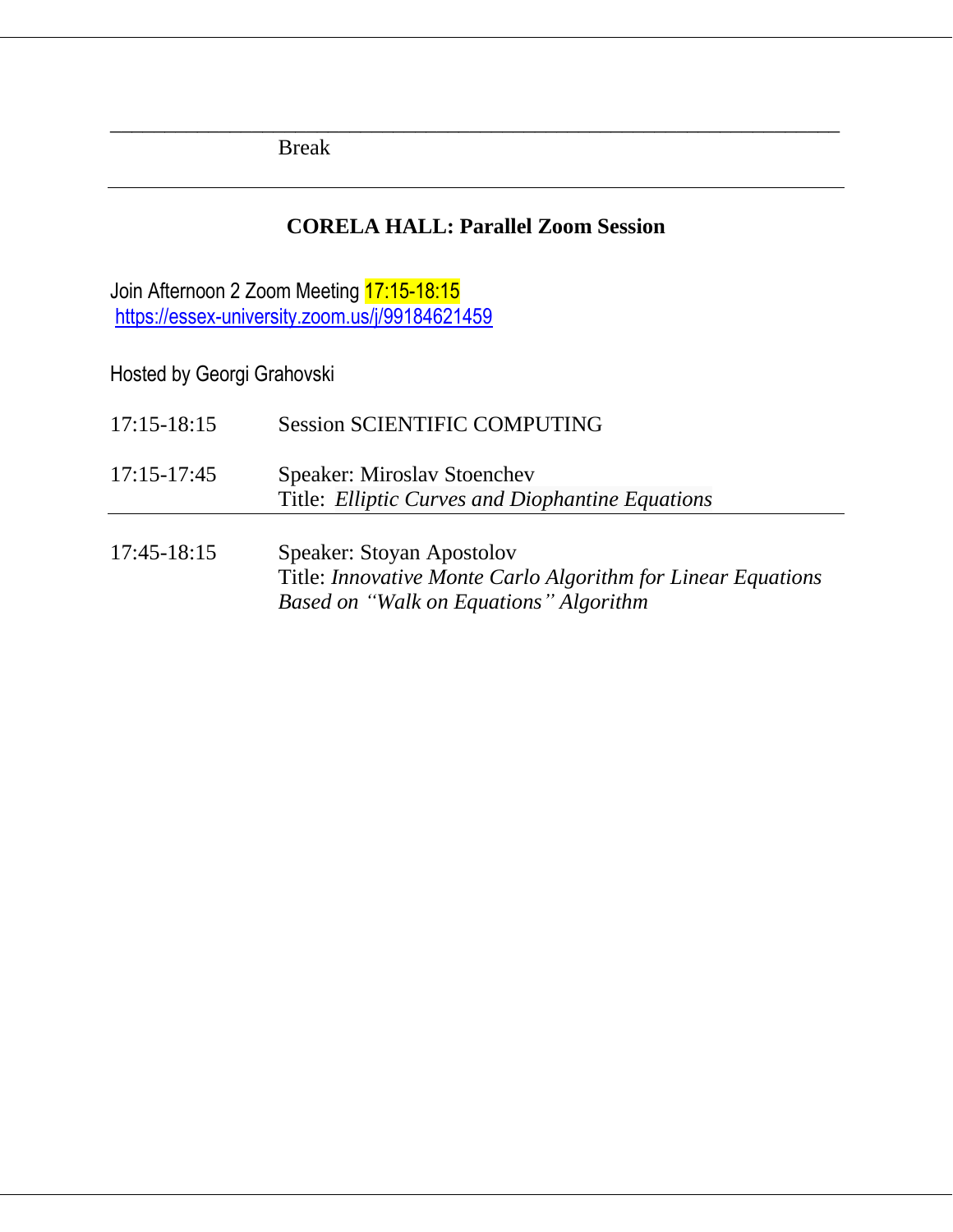---

Break

---

**CORELA HALL: Parallel Zoom Session**

Join Afternoon 2 Zoom Meeting 17:15-18:15
https://essex-university.zoom.us/j/99184621459

Hosted by Georgi Grahovski

17:15-18:15 Session SCIENTIFIC COMPUTING

17:15-17:45 Speaker: Miroslav Stoenchev
Title: *Elliptic Curves and Diophantine Equations*

---

17:45-18:15 Speaker: Stoyan Apostolov
Title: *Innovative Monte Carlo Algorithm for Linear Equations Based on "Walk on Equations" Algorithm*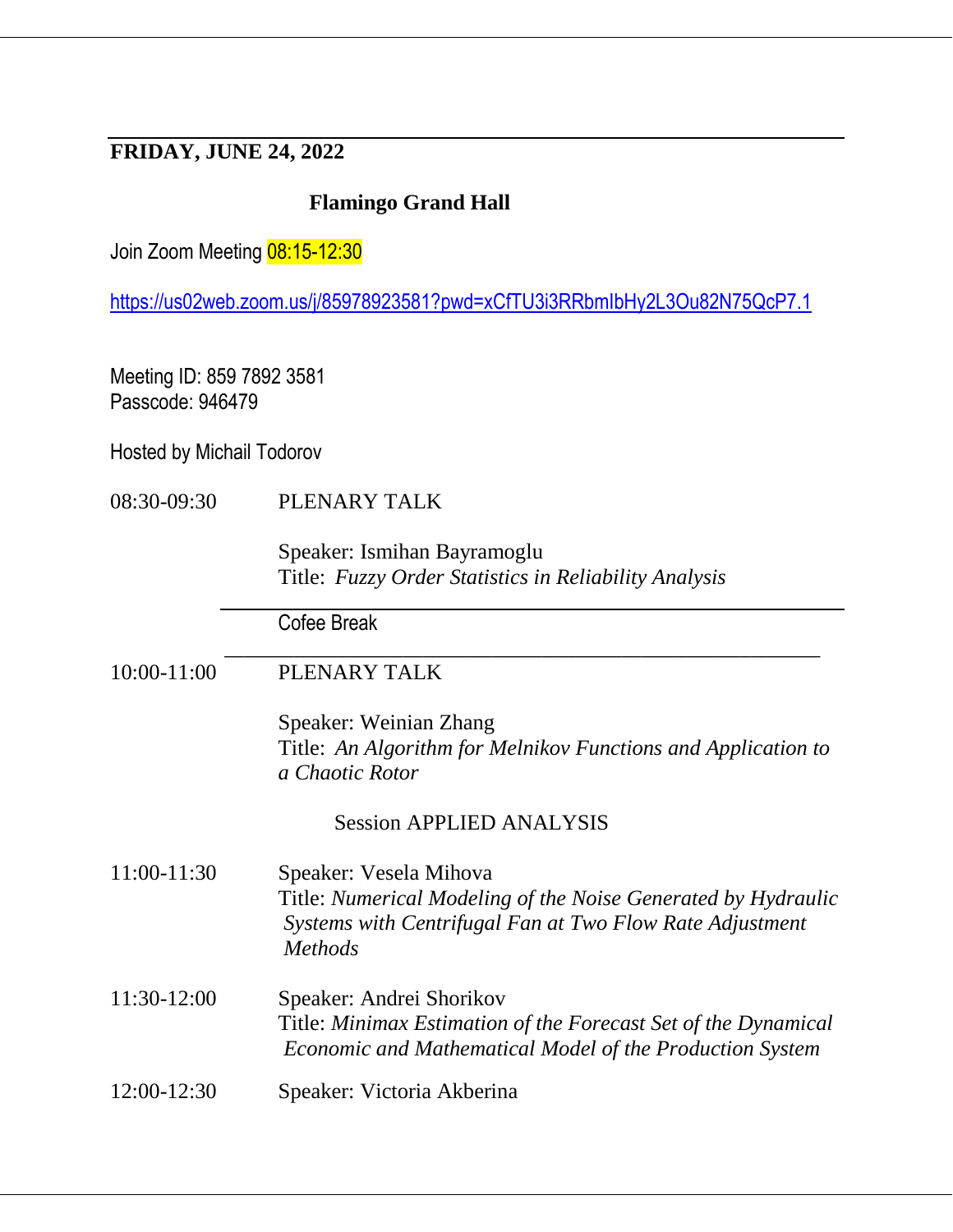**FRIDAY, JUNE 24, 2022**

**Flamingo Grand Hall**

Join Zoom Meeting 08:15-12:30

https://us02web.zoom.us/j/85978923581?pwd=xCfTU3i3RRbmIbHy2L3Ou82N75QcP7.1

Meeting ID: 859 7892 3581
Passcode: 946479

Hosted by Michail Todorov

08:30-09:30 PLENARY TALK

Speaker: Ismihan Bayramoglu
Title: *Fuzzy Order Statistics in Reliability Analysis*

---

Cofee Break

---

10:00-11:00 PLENARY TALK

Speaker: Weinian Zhang
Title: *An Algorithm for Melnikov Functions and Application to a Chaotic Rotor*

Session APPLIED ANALYSIS

11:00-11:30 Speaker: Vesela Mihova
Title: *Numerical Modeling of the Noise Generated by Hydraulic Systems with Centrifugal Fan at Two Flow Rate Adjustment Methods*

11:30-12:00 Speaker: Andrei Shorikov
Title: *Minimax Estimation of the Forecast Set of the Dynamical Economic and Mathematical Model of the Production System*

12:00-12:30 Speaker: Victoria Akberina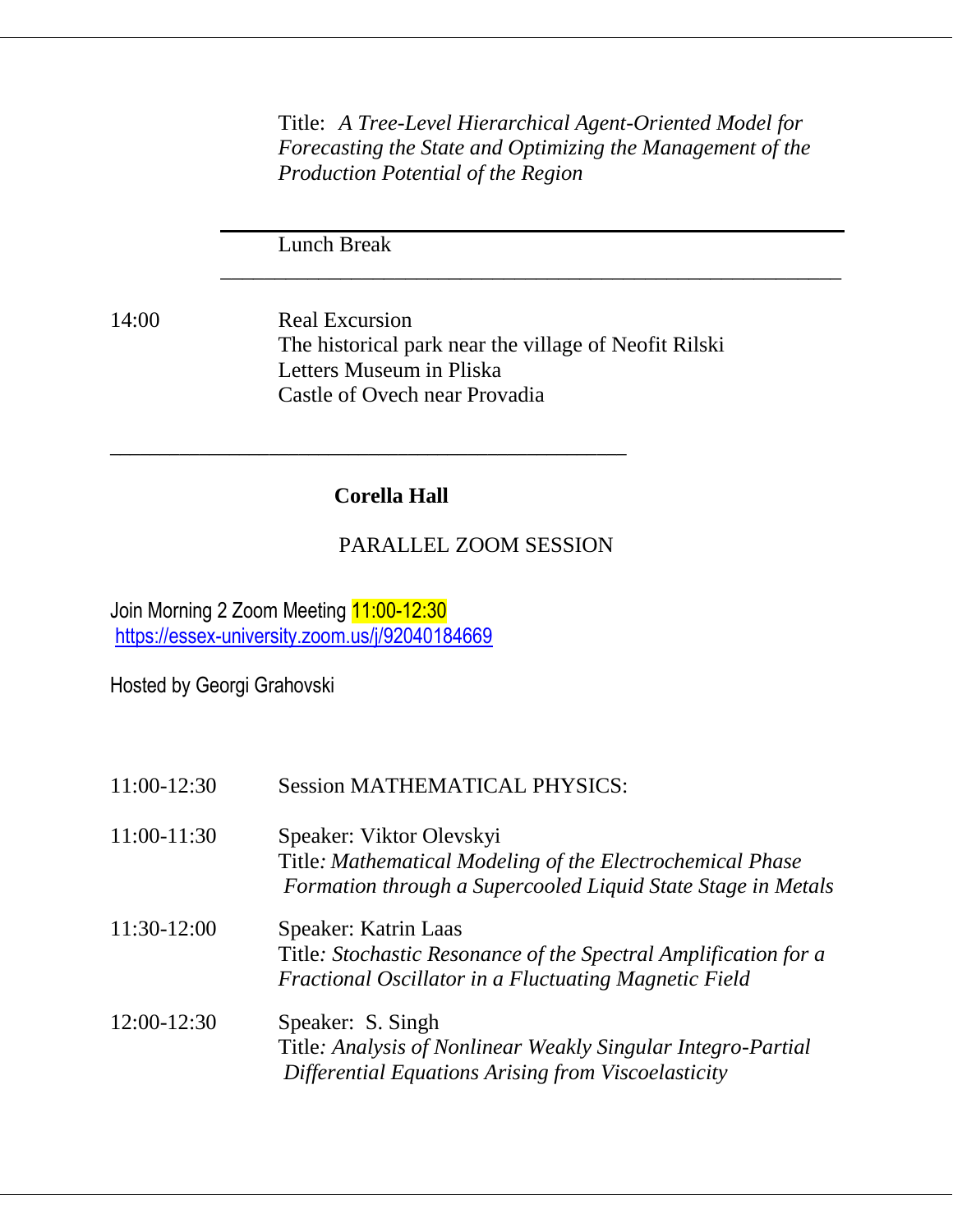Title: *A Tree-Level Hierarchical Agent-Oriented Model for Forecasting the State and Optimizing the Management of the Production Potential of the Region*

---

Lunch Break

---

14:00 Real Excursion
The historical park near the village of Neofit Rilski
Letters Museum in Pliska
Castle of Ovech near Provadia

---

**Corella Hall**

PARALLEL ZOOM SESSION

Join Morning 2 Zoom Meeting 11:00-12:30
https://essex-university.zoom.us/j/92040184669

Hosted by Georgi Grahovski

| | |
|---|---|
| 11:00-12:30 | Session MATHEMATICAL PHYSICS: |
| 11:00-11:30 | Speaker: Viktor Olevskyi<br>Title: *Mathematical Modeling of the Electrochemical Phase Formation through a Supercooled Liquid State Stage in Metals* |
| 11:30-12:00 | Speaker: Katrin Laas<br>Title: *Stochastic Resonance of the Spectral Amplification for a Fractional Oscillator in a Fluctuating Magnetic Field* |
| 12:00-12:30 | Speaker: S. Singh<br>Title: *Analysis of Nonlinear Weakly Singular Integro-Partial Differential Equations Arising from Viscoelasticity* |